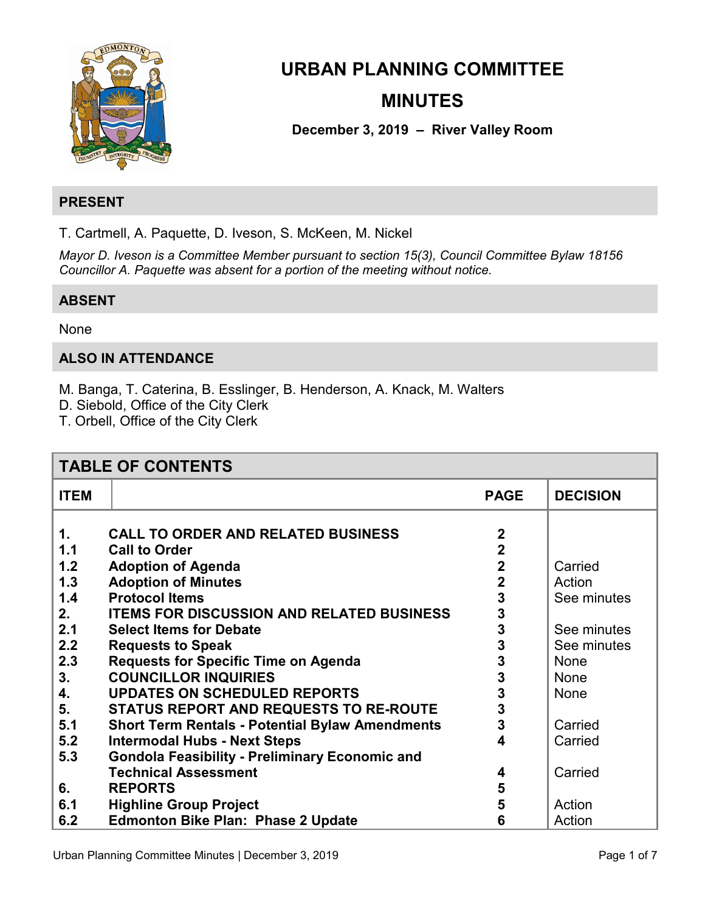# URBAN PLANNING COMMITTEE

# MINUTES

**December 3, 2019 – River Valley Room**

## PRESENT

T. Cartmell, A. Paquette, D. Iveson, S. McKeen, M. Nickel

*Mayor D. Iveson is a Committee Member pursuant to section 15(3), Council Committee Bylaw 18156*
*Councillor A. Paquette was absent for a portion of the meeting without notice.*

## ABSENT

None

## ALSO IN ATTENDANCE

M. Banga, T. Caterina, B. Esslinger, B. Henderson, A. Knack, M. Walters
D. Siebold, Office of the City Clerk
T. Orbell, Office of the City Clerk

## TABLE OF CONTENTS

| ITEM | | PAGE | DECISION |
|---|---|---|---|
| **1.** | **CALL TO ORDER AND RELATED BUSINESS** | **2** | |
| **1.1** | **Call to Order** | **2** | |
| **1.2** | **Adoption of Agenda** | **2** | Carried |
| **1.3** | **Adoption of Minutes** | **2** | Action |
| **1.4** | **Protocol Items** | **3** | See minutes |
| **2.** | **ITEMS FOR DISCUSSION AND RELATED BUSINESS** | **3** | |
| **2.1** | **Select Items for Debate** | **3** | See minutes |
| **2.2** | **Requests to Speak** | **3** | See minutes |
| **2.3** | **Requests for Specific Time on Agenda** | **3** | None |
| **3.** | **COUNCILLOR INQUIRIES** | **3** | None |
| **4.** | **UPDATES ON SCHEDULED REPORTS** | **3** | None |
| **5.** | **STATUS REPORT AND REQUESTS TO RE-ROUTE** | **3** | |
| **5.1** | **Short Term Rentals - Potential Bylaw Amendments** | **3** | Carried |
| **5.2** | **Intermodal Hubs - Next Steps** | **4** | Carried |
| **5.3** | **Gondola Feasibility - Preliminary Economic and Technical Assessment** | **4** | Carried |
| **6.** | **REPORTS** | **5** | |
| **6.1** | **Highline Group Project** | **5** | Action |
| **6.2** | **Edmonton Bike Plan: Phase 2 Update** | **6** | Action |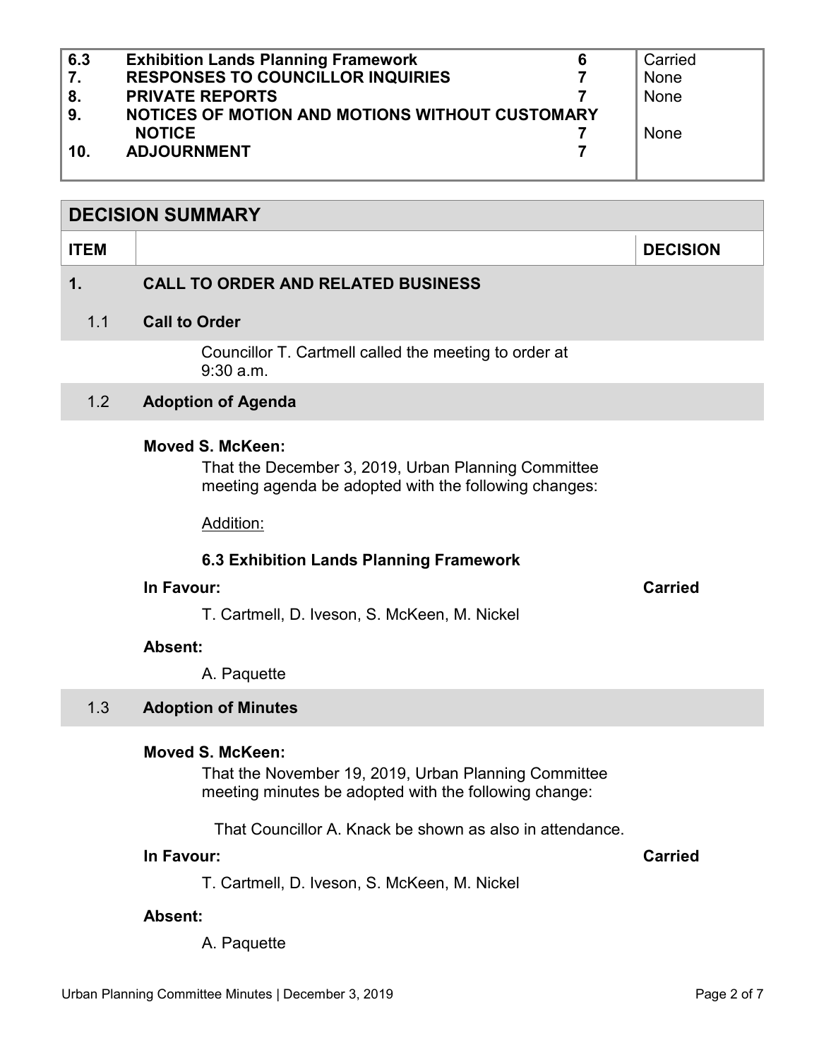| | | | |
|---|---|---|---|
| **6.3** | **Exhibition Lands Planning Framework** | **6** | Carried |
| **7.** | **RESPONSES TO COUNCILLOR INQUIRIES** | **7** | None |
| **8.** | **PRIVATE REPORTS** | **7** | None |
| **9.** | **NOTICES OF MOTION AND MOTIONS WITHOUT CUSTOMARY NOTICE** | **7** | None |
| **10.** | **ADJOURNMENT** | **7** | |

## DECISION SUMMARY

| ITEM | | DECISION |
|---|---|---|

### 1. CALL TO ORDER AND RELATED BUSINESS

#### 1.1 Call to Order

Councillor T. Cartmell called the meeting to order at 9:30 a.m.

#### 1.2 Adoption of Agenda

**Moved S. McKeen:**

That the December 3, 2019, Urban Planning Committee meeting agenda be adopted with the following changes:

Addition:

**6.3 Exhibition Lands Planning Framework**

**In Favour:** **Carried**

T. Cartmell, D. Iveson, S. McKeen, M. Nickel

**Absent:**

A. Paquette

#### 1.3 Adoption of Minutes

**Moved S. McKeen:**

That the November 19, 2019, Urban Planning Committee meeting minutes be adopted with the following change:

That Councillor A. Knack be shown as also in attendance.

**In Favour:** **Carried**

T. Cartmell, D. Iveson, S. McKeen, M. Nickel

**Absent:**

A. Paquette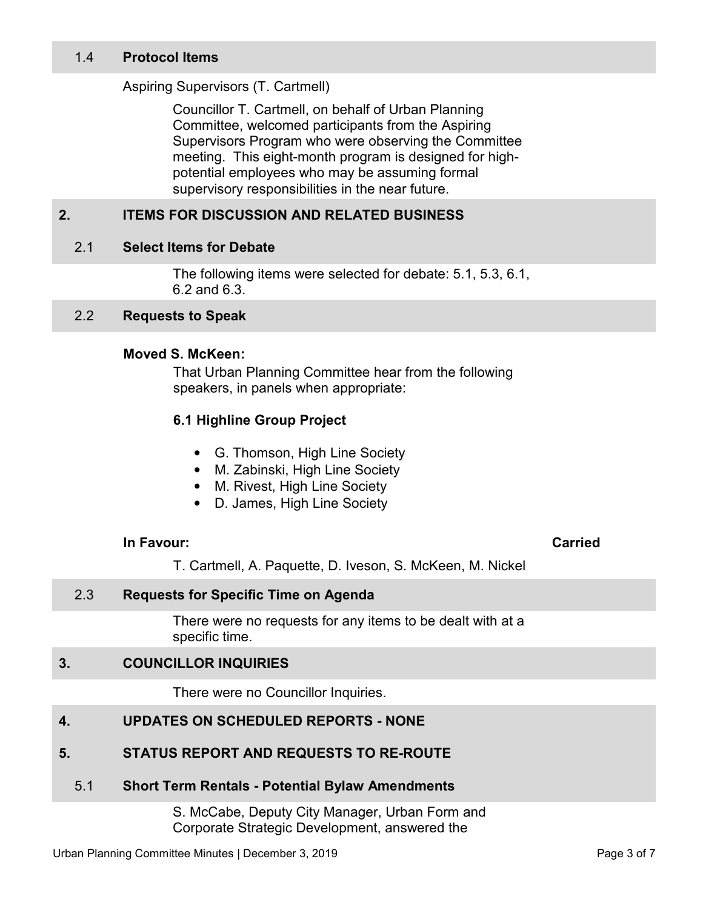### 1.4 Protocol Items

Aspiring Supervisors (T. Cartmell)

Councillor T. Cartmell, on behalf of Urban Planning Committee, welcomed participants from the Aspiring Supervisors Program who were observing the Committee meeting. This eight-month program is designed for high-potential employees who may be assuming formal supervisory responsibilities in the near future.

## 2. ITEMS FOR DISCUSSION AND RELATED BUSINESS

### 2.1 Select Items for Debate

The following items were selected for debate: 5.1, 5.3, 6.1, 6.2 and 6.3.

### 2.2 Requests to Speak

**Moved S. McKeen:**

That Urban Planning Committee hear from the following speakers, in panels when appropriate:

**6.1 Highline Group Project**

- G. Thomson, High Line Society
- M. Zabinski, High Line Society
- M. Rivest, High Line Society
- D. James, High Line Society

**In Favour:** **Carried**

T. Cartmell, A. Paquette, D. Iveson, S. McKeen, M. Nickel

### 2.3 Requests for Specific Time on Agenda

There were no requests for any items to be dealt with at a specific time.

## 3. COUNCILLOR INQUIRIES

There were no Councillor Inquiries.

## 4. UPDATES ON SCHEDULED REPORTS - NONE

## 5. STATUS REPORT AND REQUESTS TO RE-ROUTE

### 5.1 Short Term Rentals - Potential Bylaw Amendments

S. McCabe, Deputy City Manager, Urban Form and Corporate Strategic Development, answered the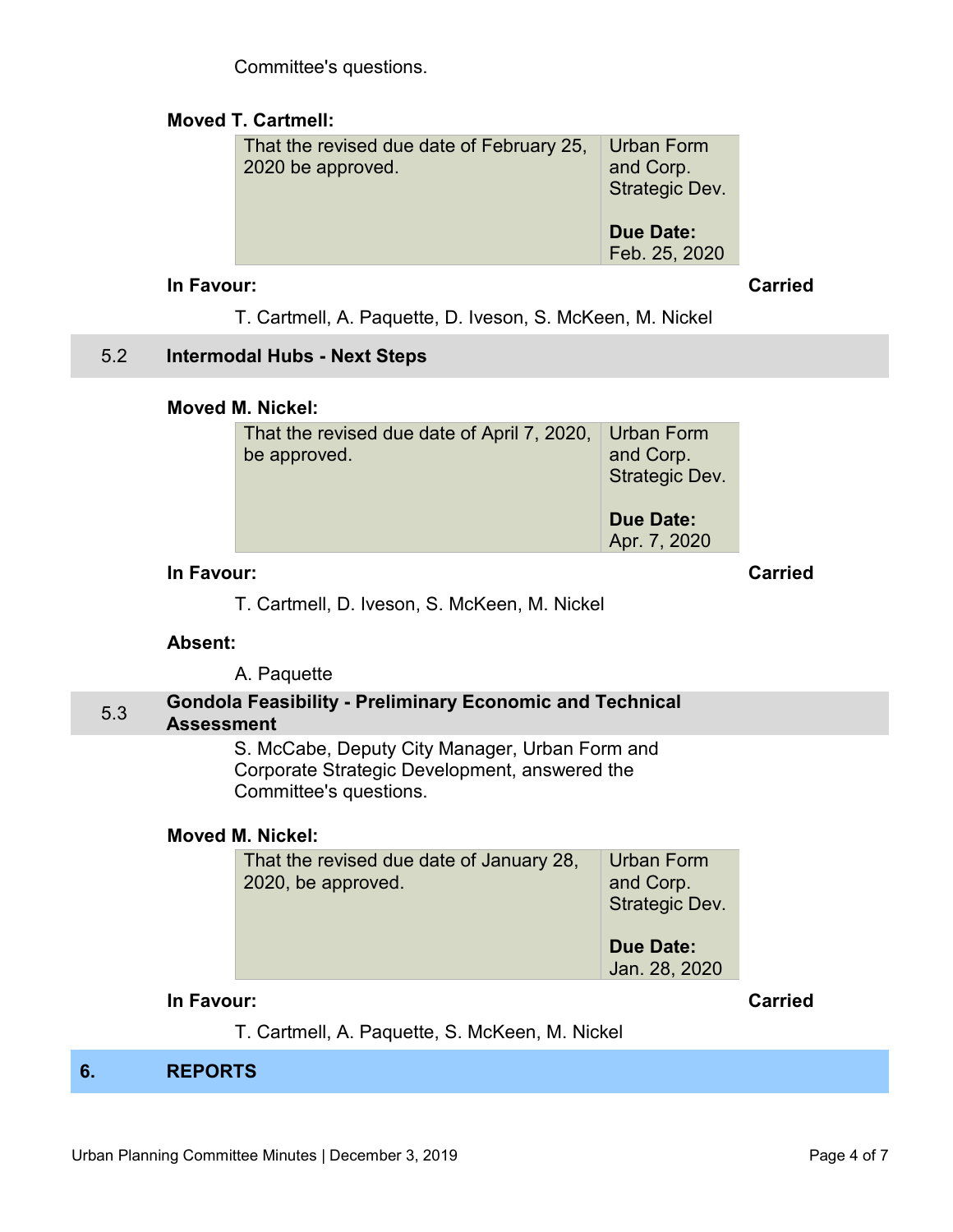Committee's questions.

**Moved T. Cartmell:**

| That the revised due date of February 25, 2020 be approved. | Urban Form and Corp. Strategic Dev.<br><br>**Due Date:** Feb. 25, 2020 |
|---|---|

**In Favour:** **Carried**

T. Cartmell, A. Paquette, D. Iveson, S. McKeen, M. Nickel

## 5.2 Intermodal Hubs - Next Steps

**Moved M. Nickel:**

| That the revised due date of April 7, 2020, be approved. | Urban Form and Corp. Strategic Dev.<br><br>**Due Date:** Apr. 7, 2020 |
|---|---|

**In Favour:** **Carried**

T. Cartmell, D. Iveson, S. McKeen, M. Nickel

**Absent:**

A. Paquette

## 5.3 Gondola Feasibility - Preliminary Economic and Technical Assessment

S. McCabe, Deputy City Manager, Urban Form and Corporate Strategic Development, answered the Committee's questions.

**Moved M. Nickel:**

| That the revised due date of January 28, 2020, be approved. | Urban Form and Corp. Strategic Dev.<br><br>**Due Date:** Jan. 28, 2020 |
|---|---|

**In Favour:** **Carried**

T. Cartmell, A. Paquette, S. McKeen, M. Nickel

# 6. REPORTS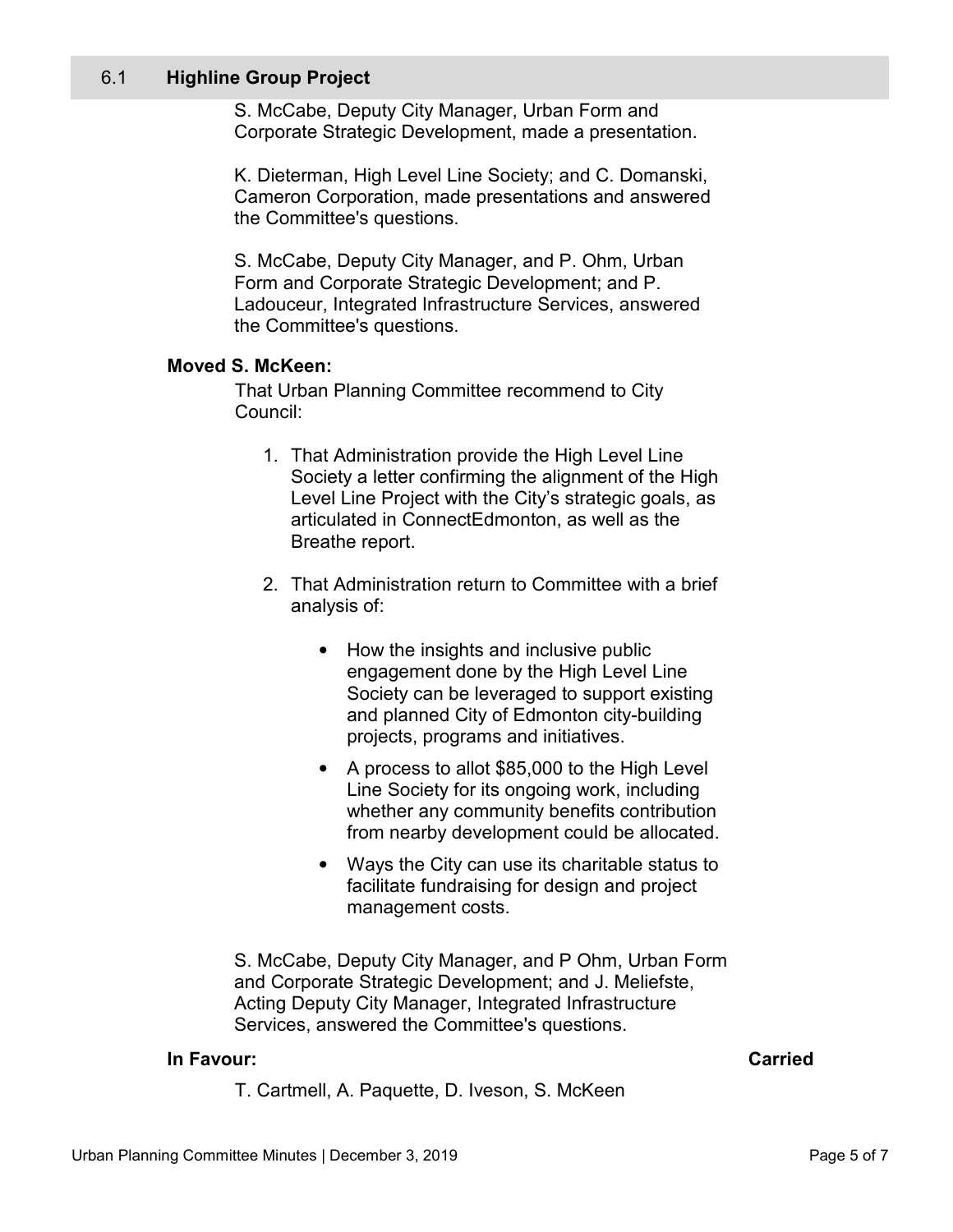## 6.1 Highline Group Project

S. McCabe, Deputy City Manager, Urban Form and Corporate Strategic Development, made a presentation.

K. Dieterman, High Level Line Society; and C. Domanski, Cameron Corporation, made presentations and answered the Committee's questions.

S. McCabe, Deputy City Manager, and P. Ohm, Urban Form and Corporate Strategic Development; and P. Ladouceur, Integrated Infrastructure Services, answered the Committee's questions.

**Moved S. McKeen:**

That Urban Planning Committee recommend to City Council:

1. That Administration provide the High Level Line Society a letter confirming the alignment of the High Level Line Project with the City's strategic goals, as articulated in ConnectEdmonton, as well as the Breathe report.
2. That Administration return to Committee with a brief analysis of:
   - How the insights and inclusive public engagement done by the High Level Line Society can be leveraged to support existing and planned City of Edmonton city-building projects, programs and initiatives.
   - A process to allot $85,000 to the High Level Line Society for its ongoing work, including whether any community benefits contribution from nearby development could be allocated.
   - Ways the City can use its charitable status to facilitate fundraising for design and project management costs.

S. McCabe, Deputy City Manager, and P Ohm, Urban Form and Corporate Strategic Development; and J. Meliefste, Acting Deputy City Manager, Integrated Infrastructure Services, answered the Committee's questions.

**In Favour:** **Carried**

T. Cartmell, A. Paquette, D. Iveson, S. McKeen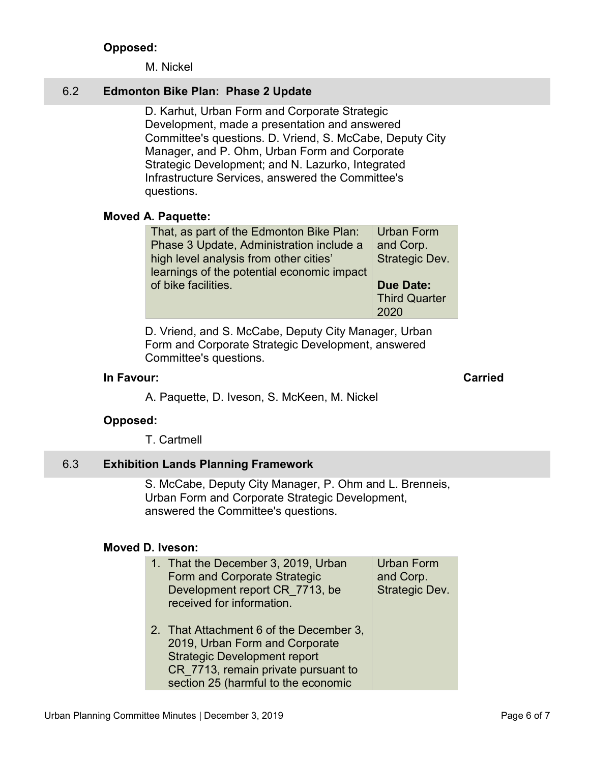**Opposed:**

M. Nickel

## 6.2 Edmonton Bike Plan: Phase 2 Update

D. Karhut, Urban Form and Corporate Strategic Development, made a presentation and answered Committee's questions. D. Vriend, S. McCabe, Deputy City Manager, and P. Ohm, Urban Form and Corporate Strategic Development; and N. Lazurko, Integrated Infrastructure Services, answered the Committee's questions.

**Moved A. Paquette:**

| | |
|---|---|
| That, as part of the Edmonton Bike Plan: Phase 3 Update, Administration include a high level analysis from other cities' learnings of the potential economic impact of bike facilities. | Urban Form and Corp. Strategic Dev.<br><br>**Due Date:** Third Quarter 2020 |

D. Vriend, and S. McCabe, Deputy City Manager, Urban Form and Corporate Strategic Development, answered Committee's questions.

**In Favour:** **Carried**

A. Paquette, D. Iveson, S. McKeen, M. Nickel

**Opposed:**

T. Cartmell

## 6.3 Exhibition Lands Planning Framework

S. McCabe, Deputy City Manager, P. Ohm and L. Brenneis, Urban Form and Corporate Strategic Development, answered the Committee's questions.

**Moved D. Iveson:**

| | |
|---|---|
| 1. That the December 3, 2019, Urban Form and Corporate Strategic Development report CR_7713, be received for information.<br><br>2. That Attachment 6 of the December 3, 2019, Urban Form and Corporate Strategic Development report CR_7713, remain private pursuant to section 25 (harmful to the economic | Urban Form and Corp. Strategic Dev. |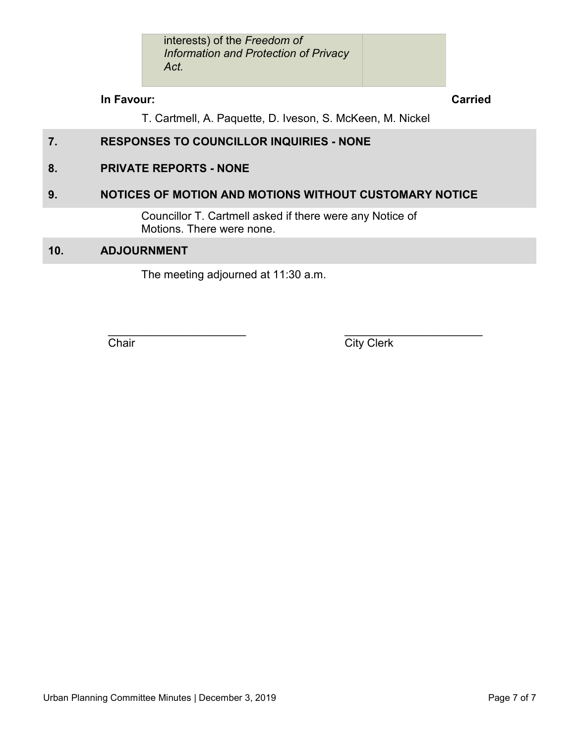| | |
|---|---|
| interests) of the *Freedom of Information and Protection of Privacy Act.* | |

**In Favour:** **Carried**

T. Cartmell, A. Paquette, D. Iveson, S. McKeen, M. Nickel

## 7. RESPONSES TO COUNCILLOR INQUIRIES - NONE

## 8. PRIVATE REPORTS - NONE

## 9. NOTICES OF MOTION AND MOTIONS WITHOUT CUSTOMARY NOTICE

Councillor T. Cartmell asked if there were any Notice of Motions. There were none.

## 10. ADJOURNMENT

The meeting adjourned at 11:30 a.m.

______________________
Chair

______________________
City Clerk